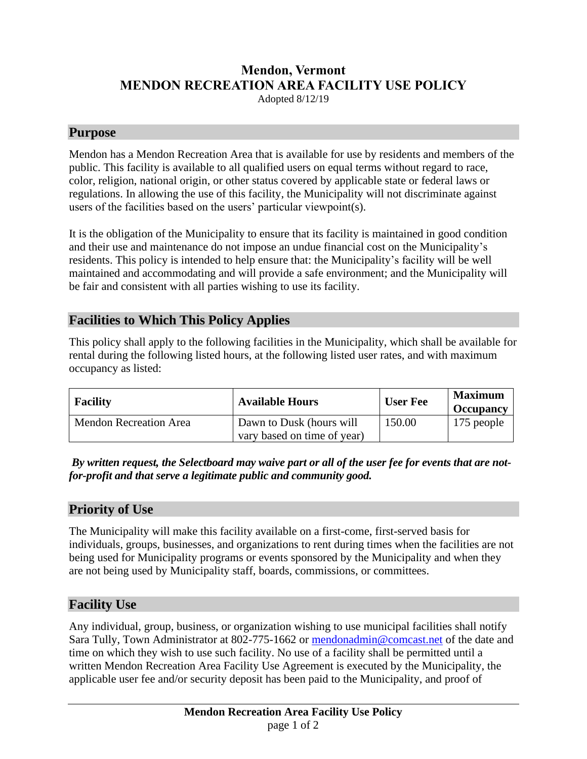# Mendon, Vermont
# MENDON RECREATION AREA FACILITY USE POLICY

Adopted 8/12/19

## Purpose

Mendon has a Mendon Recreation Area that is available for use by residents and members of the public. This facility is available to all qualified users on equal terms without regard to race, color, religion, national origin, or other status covered by applicable state or federal laws or regulations. In allowing the use of this facility, the Municipality will not discriminate against users of the facilities based on the users' particular viewpoint(s).

It is the obligation of the Municipality to ensure that its facility is maintained in good condition and their use and maintenance do not impose an undue financial cost on the Municipality's residents. This policy is intended to help ensure that: the Municipality's facility will be well maintained and accommodating and will provide a safe environment; and the Municipality will be fair and consistent with all parties wishing to use its facility.

## Facilities to Which This Policy Applies

This policy shall apply to the following facilities in the Municipality, which shall be available for rental during the following listed hours, at the following listed user rates, and with maximum occupancy as listed:

| Facility | Available Hours | User Fee | Maximum Occupancy |
|---|---|---|---|
| Mendon Recreation Area | Dawn to Dusk (hours will vary based on time of year) | 150.00 | 175 people |

***By written request, the Selectboard may waive part or all of the user fee for events that are not-for-profit and that serve a legitimate public and community good.***

## Priority of Use

The Municipality will make this facility available on a first-come, first-served basis for individuals, groups, businesses, and organizations to rent during times when the facilities are not being used for Municipality programs or events sponsored by the Municipality and when they are not being used by Municipality staff, boards, commissions, or committees.

## Facility Use

Any individual, group, business, or organization wishing to use municipal facilities shall notify Sara Tully, Town Administrator at 802-775-1662 or mendonadmin@comcast.net of the date and time on which they wish to use such facility. No use of a facility shall be permitted until a written Mendon Recreation Area Facility Use Agreement is executed by the Municipality, the applicable user fee and/or security deposit has been paid to the Municipality, and proof of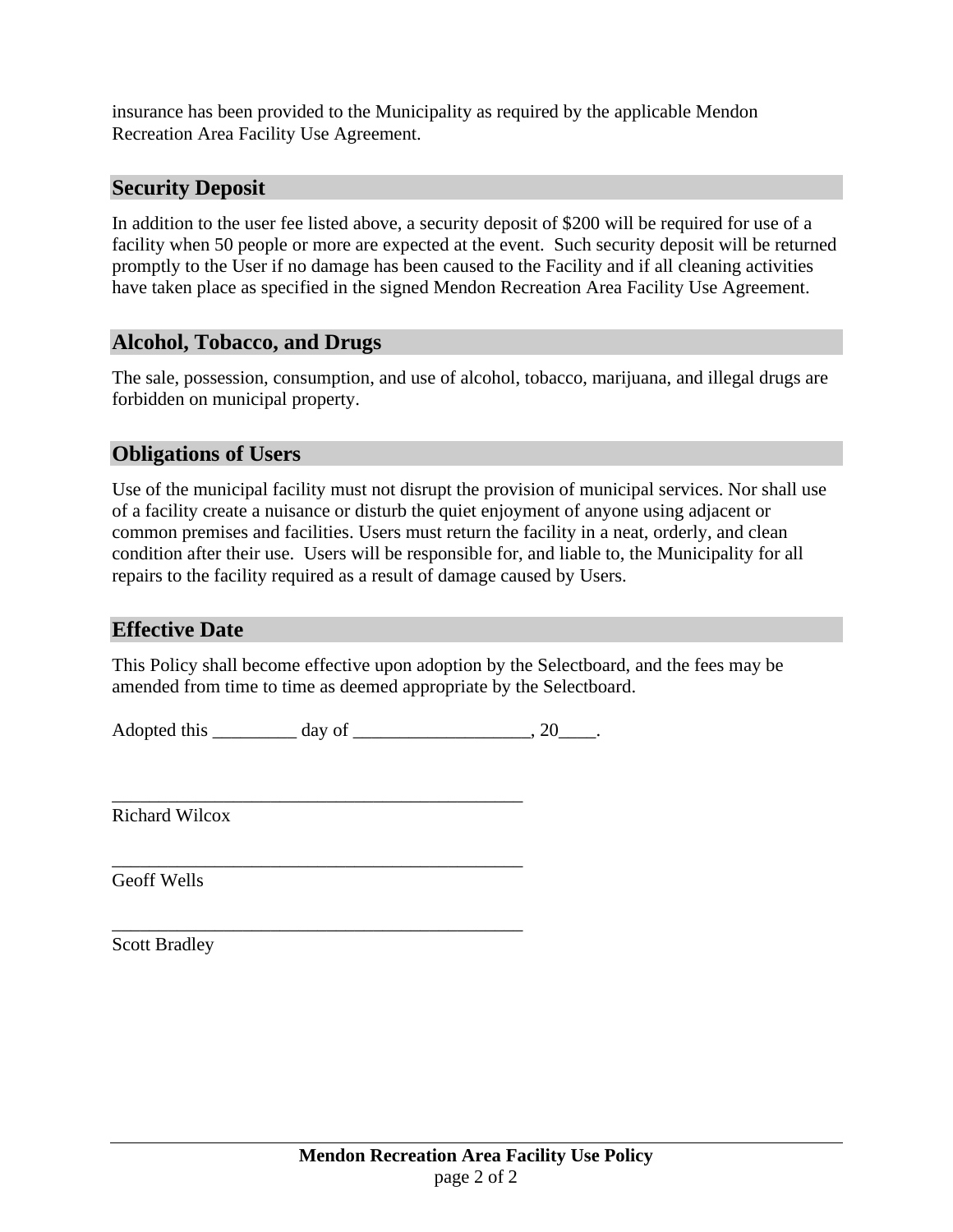insurance has been provided to the Municipality as required by the applicable Mendon Recreation Area Facility Use Agreement.

## Security Deposit

In addition to the user fee listed above, a security deposit of $200 will be required for use of a facility when 50 people or more are expected at the event. Such security deposit will be returned promptly to the User if no damage has been caused to the Facility and if all cleaning activities have taken place as specified in the signed Mendon Recreation Area Facility Use Agreement.

## Alcohol, Tobacco, and Drugs

The sale, possession, consumption, and use of alcohol, tobacco, marijuana, and illegal drugs are forbidden on municipal property.

## Obligations of Users

Use of the municipal facility must not disrupt the provision of municipal services. Nor shall use of a facility create a nuisance or disturb the quiet enjoyment of anyone using adjacent or common premises and facilities. Users must return the facility in a neat, orderly, and clean condition after their use. Users will be responsible for, and liable to, the Municipality for all repairs to the facility required as a result of damage caused by Users.

## Effective Date

This Policy shall become effective upon adoption by the Selectboard, and the fees may be amended from time to time as deemed appropriate by the Selectboard.

Adopted this _________ day of ___________________, 20____.

_____________________________________________
Richard Wilcox

_____________________________________________
Geoff Wells

_____________________________________________
Scott Bradley